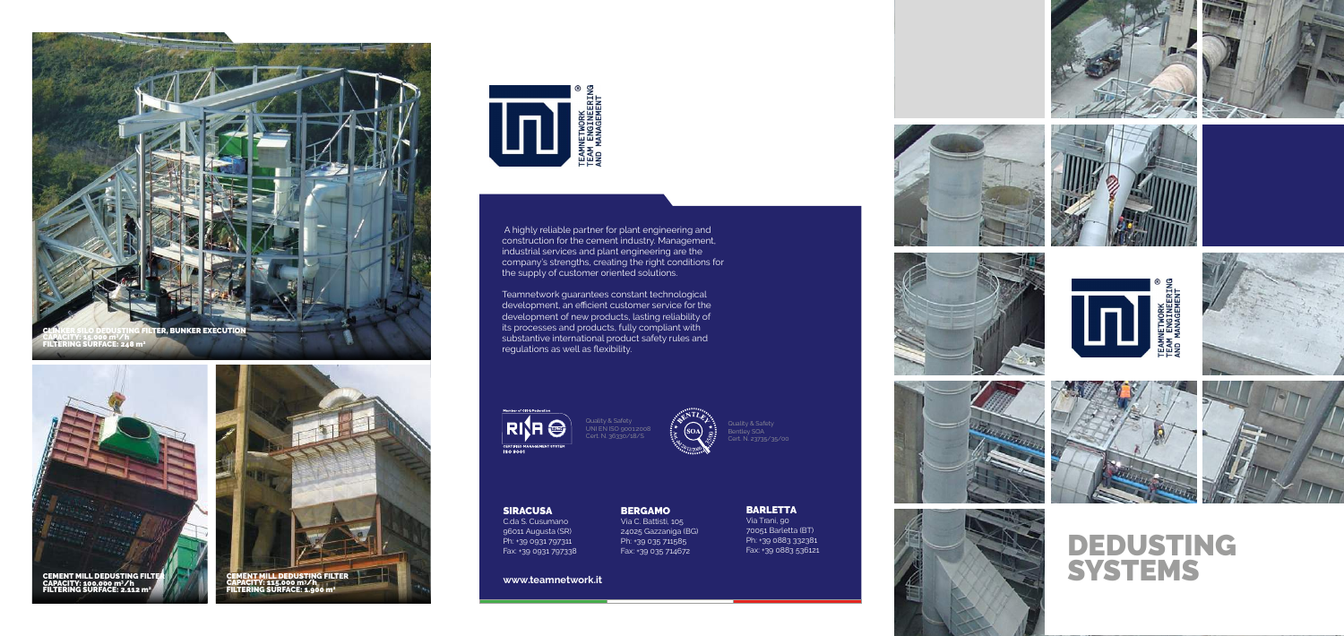CLINKER SILO DEDUSTING FILTER, BUNKER EXECUTION
CAPACITY: 15.000 m³/h
FILTERING SURFACE: 248 m²

CEMENT MILL DEDUSTING FILTER
CAPACITY: 100.000 m³/h
FILTERING SURFACE: 2.112 m²

CEMENT MILL DEDUSTING FILTER
CAPACITY: 115.000 m³/h
FILTERING SURFACE: 1.960 m²

TEAMNETWORK
TEAM ENGINEERING
AND MANAGEMENT

A highly reliable partner for plant engineering and construction for the cement industry. Management, industrial services and plant engineering are the company's strengths, creating the right conditions for the supply of customer oriented solutions.

Teamnetwork guarantees constant technological development, an efficient customer service for the development of new products, lasting reliability of its processes and products, fully compliant with substantive international product safety rules and regulations as well as flexibility.

Quality & Safety
UNI EN ISO 9001:2008
Cert. N. 36330/18/S

Quality & Safety
Bentley SOA
Cert. N. 23735/35/00

**SIRACUSA**
C.da S. Cusumano
96011 Augusta (SR)
Ph: +39 0931 797311
Fax: +39 0931 797338

**BERGAMO**
Via C. Battisti, 105
24025 Gazzaniga (BG)
Ph: +39 035 711585
Fax: +39 035 714672

**BARLETTA**
Via Trani, 90
70051 Barletta (BT)
Ph: +39 0883 332381
Fax: +39 0883 536121

www.teamnetwork.it

TEAMNETWORK
TEAM ENGINEERING
AND MANAGEMENT

# DEDUSTING SYSTEMS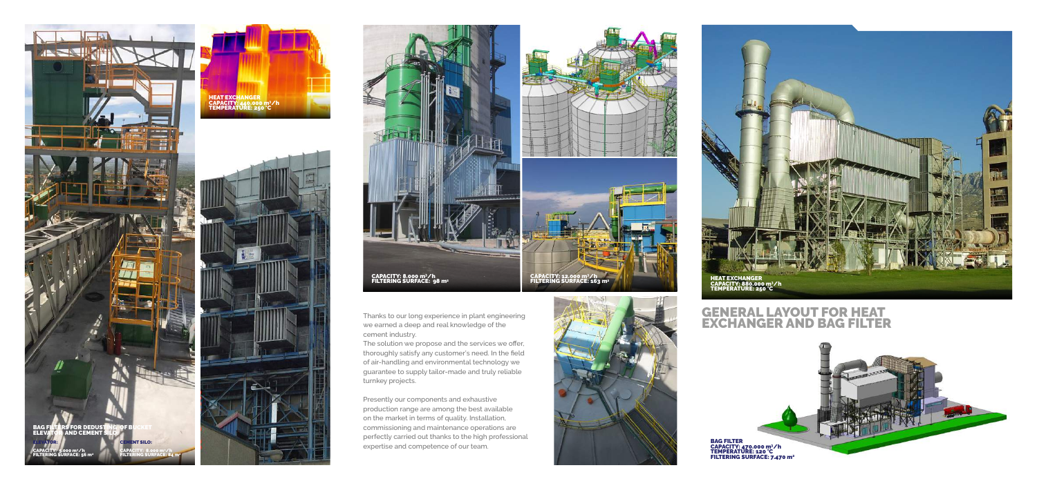BAG FILTERS FOR DEDUSTING OF BUCKET ELEVATOR AND CEMENT SILO

ELEVATOR:

CAPACITY: 6.000 m³/h
FILTERING SURFACE: 56 m²

CEMENT SILO:

CAPACITY: 8.000 m³/h
FILTERING SURFACE: 84 m²

HEAT EXCHANGER
CAPACITY: 440.000 m³/h
TEMPERATURE: 250 °C

CAPACITY: 8.000 m³/h
FILTERING SURFACE: 98 m²

CAPACITY: 12.000 m³/h
FILTERING SURFACE: 163 m²

Thanks to our long experience in plant engineering we earned a deep and real knowledge of the cement industry.
The solution we propose and the services we offer, thoroughly satisfy any customer's need. In the field of air-handling and environmental technology we guarantee to supply tailor-made and truly reliable turnkey projects.

Presently our components and exhaustive production range are among the best available on the market in terms of quality. Installation, commissioning and maintenance operations are perfectly carried out thanks to the high professional expertise and competence of our team.

HEAT EXCHANGER
CAPACITY: 880.000 m³/h
TEMPERATURE: 250 °C

## GENERAL LAYOUT FOR HEAT EXCHANGER AND BAG FILTER

BAG FILTER
CAPACITY: 470.000 m³/h
TEMPERATURE: 120 °C
FILTERING SURFACE: 7.470 m²